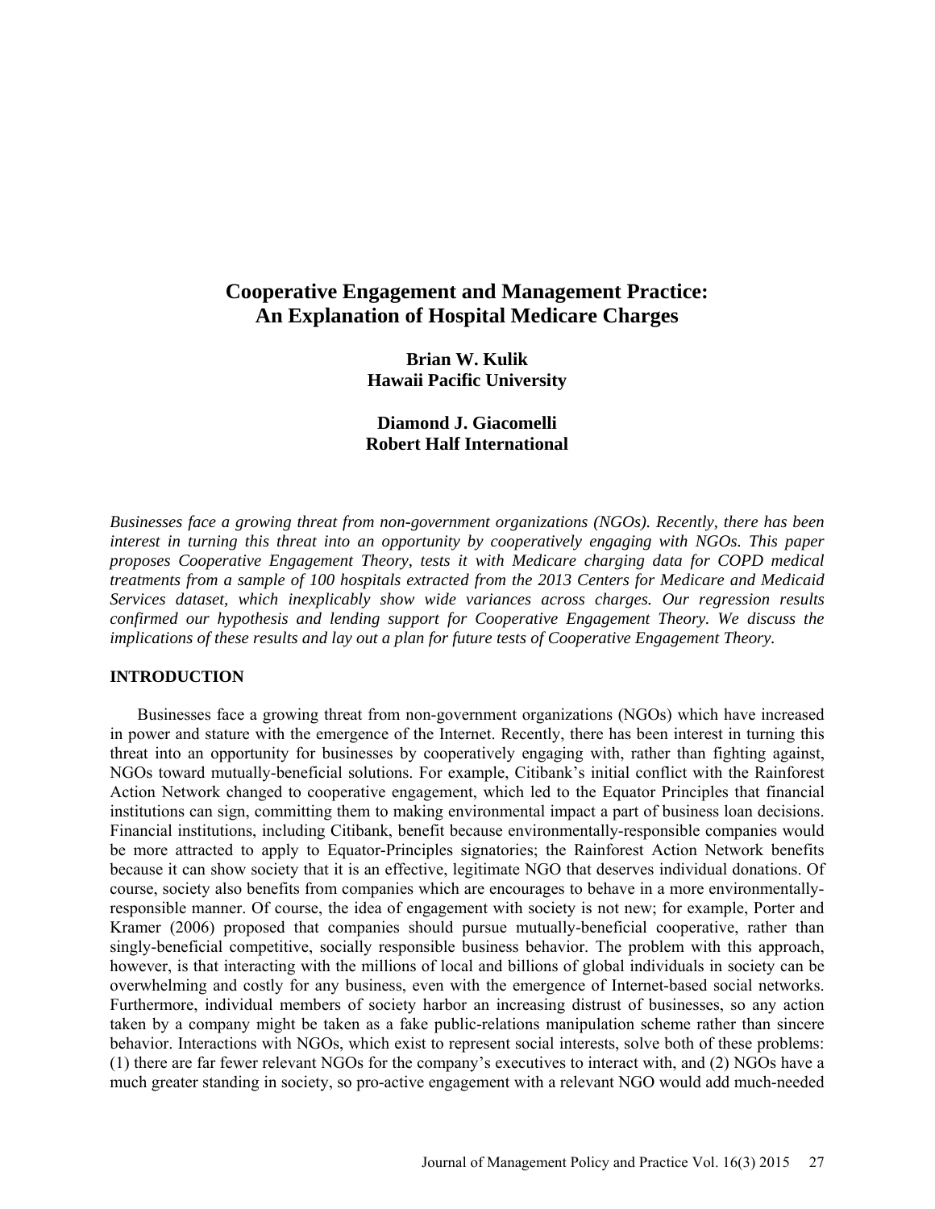# Cooperative Engagement and Management Practice: An Explanation of Hospital Medicare Charges

**Brian W. Kulik**
**Hawaii Pacific University**

**Diamond J. Giacomelli**
**Robert Half International**

*Businesses face a growing threat from non-government organizations (NGOs). Recently, there has been interest in turning this threat into an opportunity by cooperatively engaging with NGOs. This paper proposes Cooperative Engagement Theory, tests it with Medicare charging data for COPD medical treatments from a sample of 100 hospitals extracted from the 2013 Centers for Medicare and Medicaid Services dataset, which inexplicably show wide variances across charges. Our regression results confirmed our hypothesis and lending support for Cooperative Engagement Theory. We discuss the implications of these results and lay out a plan for future tests of Cooperative Engagement Theory.*

## INTRODUCTION

Businesses face a growing threat from non-government organizations (NGOs) which have increased in power and stature with the emergence of the Internet. Recently, there has been interest in turning this threat into an opportunity for businesses by cooperatively engaging with, rather than fighting against, NGOs toward mutually-beneficial solutions. For example, Citibank's initial conflict with the Rainforest Action Network changed to cooperative engagement, which led to the Equator Principles that financial institutions can sign, committing them to making environmental impact a part of business loan decisions. Financial institutions, including Citibank, benefit because environmentally-responsible companies would be more attracted to apply to Equator-Principles signatories; the Rainforest Action Network benefits because it can show society that it is an effective, legitimate NGO that deserves individual donations. Of course, society also benefits from companies which are encourages to behave in a more environmentally-responsible manner. Of course, the idea of engagement with society is not new; for example, Porter and Kramer (2006) proposed that companies should pursue mutually-beneficial cooperative, rather than singly-beneficial competitive, socially responsible business behavior. The problem with this approach, however, is that interacting with the millions of local and billions of global individuals in society can be overwhelming and costly for any business, even with the emergence of Internet-based social networks. Furthermore, individual members of society harbor an increasing distrust of businesses, so any action taken by a company might be taken as a fake public-relations manipulation scheme rather than sincere behavior. Interactions with NGOs, which exist to represent social interests, solve both of these problems: (1) there are far fewer relevant NGOs for the company's executives to interact with, and (2) NGOs have a much greater standing in society, so pro-active engagement with a relevant NGO would add much-needed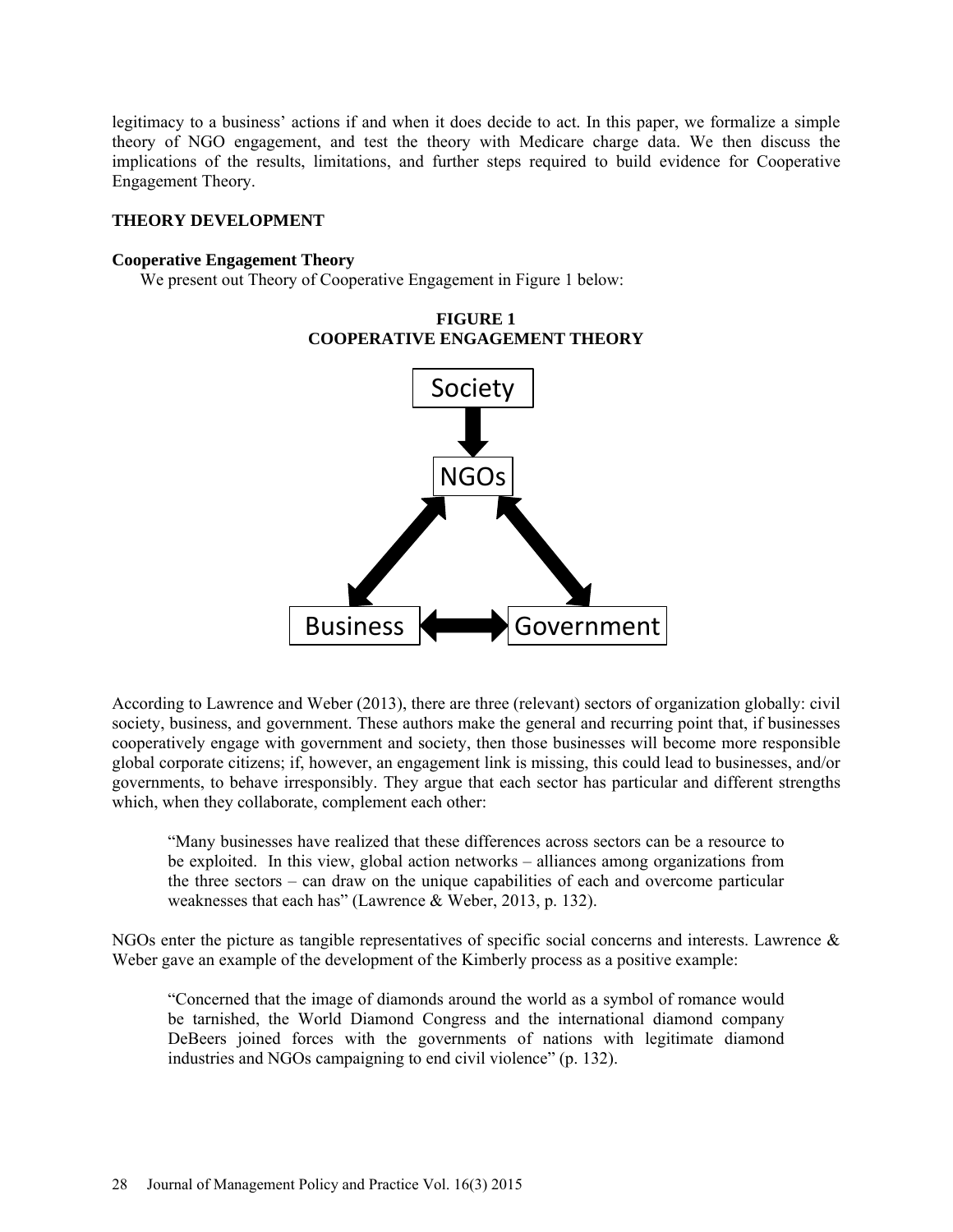legitimacy to a business' actions if and when it does decide to act. In this paper, we formalize a simple theory of NGO engagement, and test the theory with Medicare charge data. We then discuss the implications of the results, limitations, and further steps required to build evidence for Cooperative Engagement Theory.

## THEORY DEVELOPMENT

### Cooperative Engagement Theory

We present out Theory of Cooperative Engagement in Figure 1 below:

**FIGURE 1**
**COOPERATIVE ENGAGEMENT THEORY**

According to Lawrence and Weber (2013), there are three (relevant) sectors of organization globally: civil society, business, and government. These authors make the general and recurring point that, if businesses cooperatively engage with government and society, then those businesses will become more responsible global corporate citizens; if, however, an engagement link is missing, this could lead to businesses, and/or governments, to behave irresponsibly. They argue that each sector has particular and different strengths which, when they collaborate, complement each other:

> "Many businesses have realized that these differences across sectors can be a resource to be exploited. In this view, global action networks – alliances among organizations from the three sectors – can draw on the unique capabilities of each and overcome particular weaknesses that each has" (Lawrence & Weber, 2013, p. 132).

NGOs enter the picture as tangible representatives of specific social concerns and interests. Lawrence & Weber gave an example of the development of the Kimberly process as a positive example:

> "Concerned that the image of diamonds around the world as a symbol of romance would be tarnished, the World Diamond Congress and the international diamond company DeBeers joined forces with the governments of nations with legitimate diamond industries and NGOs campaigning to end civil violence" (p. 132).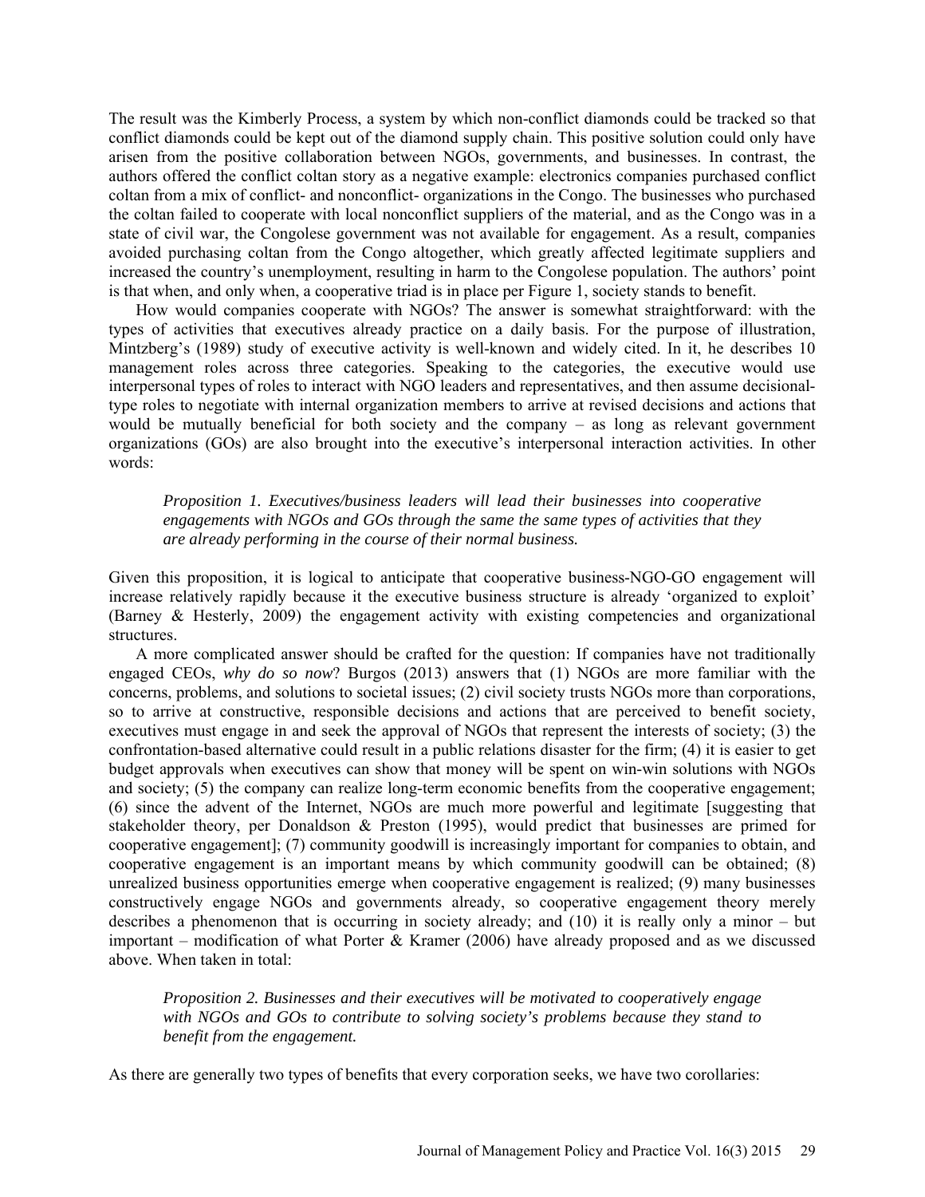The result was the Kimberly Process, a system by which non-conflict diamonds could be tracked so that conflict diamonds could be kept out of the diamond supply chain. This positive solution could only have arisen from the positive collaboration between NGOs, governments, and businesses. In contrast, the authors offered the conflict coltan story as a negative example: electronics companies purchased conflict coltan from a mix of conflict- and nonconflict- organizations in the Congo. The businesses who purchased the coltan failed to cooperate with local nonconflict suppliers of the material, and as the Congo was in a state of civil war, the Congolese government was not available for engagement. As a result, companies avoided purchasing coltan from the Congo altogether, which greatly affected legitimate suppliers and increased the country's unemployment, resulting in harm to the Congolese population. The authors' point is that when, and only when, a cooperative triad is in place per Figure 1, society stands to benefit.

How would companies cooperate with NGOs? The answer is somewhat straightforward: with the types of activities that executives already practice on a daily basis. For the purpose of illustration, Mintzberg's (1989) study of executive activity is well-known and widely cited. In it, he describes 10 management roles across three categories. Speaking to the categories, the executive would use interpersonal types of roles to interact with NGO leaders and representatives, and then assume decisional-type roles to negotiate with internal organization members to arrive at revised decisions and actions that would be mutually beneficial for both society and the company – as long as relevant government organizations (GOs) are also brought into the executive's interpersonal interaction activities. In other words:

> *Proposition 1. Executives/business leaders will lead their businesses into cooperative engagements with NGOs and GOs through the same the same types of activities that they are already performing in the course of their normal business.*

Given this proposition, it is logical to anticipate that cooperative business-NGO-GO engagement will increase relatively rapidly because it the executive business structure is already 'organized to exploit' (Barney & Hesterly, 2009) the engagement activity with existing competencies and organizational structures.

A more complicated answer should be crafted for the question: If companies have not traditionally engaged CEOs, *why do so now*? Burgos (2013) answers that (1) NGOs are more familiar with the concerns, problems, and solutions to societal issues; (2) civil society trusts NGOs more than corporations, so to arrive at constructive, responsible decisions and actions that are perceived to benefit society, executives must engage in and seek the approval of NGOs that represent the interests of society; (3) the confrontation-based alternative could result in a public relations disaster for the firm; (4) it is easier to get budget approvals when executives can show that money will be spent on win-win solutions with NGOs and society; (5) the company can realize long-term economic benefits from the cooperative engagement; (6) since the advent of the Internet, NGOs are much more powerful and legitimate [suggesting that stakeholder theory, per Donaldson & Preston (1995), would predict that businesses are primed for cooperative engagement]; (7) community goodwill is increasingly important for companies to obtain, and cooperative engagement is an important means by which community goodwill can be obtained; (8) unrealized business opportunities emerge when cooperative engagement is realized; (9) many businesses constructively engage NGOs and governments already, so cooperative engagement theory merely describes a phenomenon that is occurring in society already; and (10) it is really only a minor – but important – modification of what Porter & Kramer (2006) have already proposed and as we discussed above. When taken in total:

> *Proposition 2. Businesses and their executives will be motivated to cooperatively engage with NGOs and GOs to contribute to solving society's problems because they stand to benefit from the engagement.*

As there are generally two types of benefits that every corporation seeks, we have two corollaries: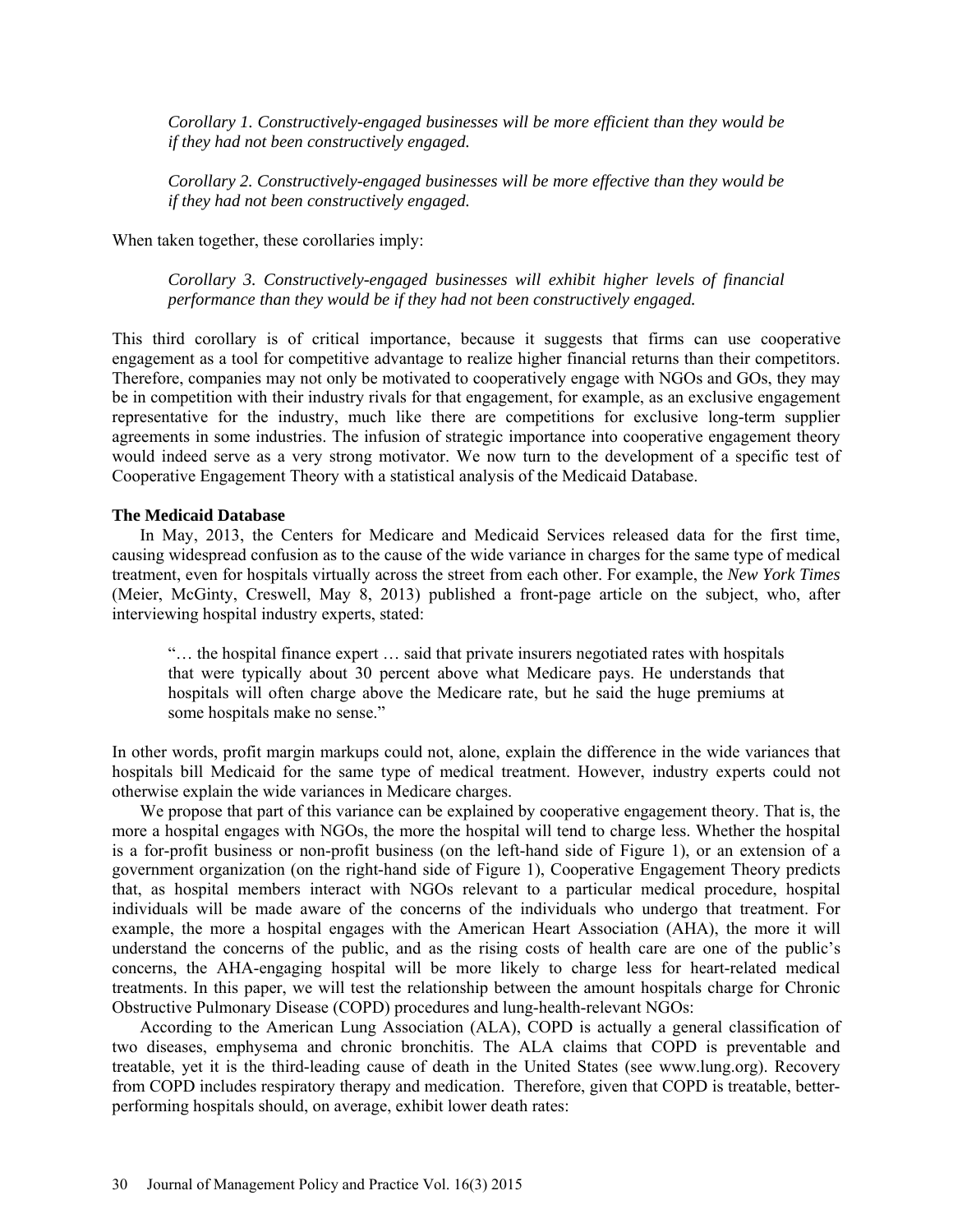*Corollary 1. Constructively-engaged businesses will be more efficient than they would be if they had not been constructively engaged.*

*Corollary 2. Constructively-engaged businesses will be more effective than they would be if they had not been constructively engaged.*

When taken together, these corollaries imply:

*Corollary 3. Constructively-engaged businesses will exhibit higher levels of financial performance than they would be if they had not been constructively engaged.*

This third corollary is of critical importance, because it suggests that firms can use cooperative engagement as a tool for competitive advantage to realize higher financial returns than their competitors. Therefore, companies may not only be motivated to cooperatively engage with NGOs and GOs, they may be in competition with their industry rivals for that engagement, for example, as an exclusive engagement representative for the industry, much like there are competitions for exclusive long-term supplier agreements in some industries. The infusion of strategic importance into cooperative engagement theory would indeed serve as a very strong motivator. We now turn to the development of a specific test of Cooperative Engagement Theory with a statistical analysis of the Medicaid Database.

**The Medicaid Database**

In May, 2013, the Centers for Medicare and Medicaid Services released data for the first time, causing widespread confusion as to the cause of the wide variance in charges for the same type of medical treatment, even for hospitals virtually across the street from each other. For example, the *New York Times* (Meier, McGinty, Creswell, May 8, 2013) published a front-page article on the subject, who, after interviewing hospital industry experts, stated:

> "… the hospital finance expert … said that private insurers negotiated rates with hospitals that were typically about 30 percent above what Medicare pays. He understands that hospitals will often charge above the Medicare rate, but he said the huge premiums at some hospitals make no sense."

In other words, profit margin markups could not, alone, explain the difference in the wide variances that hospitals bill Medicaid for the same type of medical treatment. However, industry experts could not otherwise explain the wide variances in Medicare charges.

We propose that part of this variance can be explained by cooperative engagement theory. That is, the more a hospital engages with NGOs, the more the hospital will tend to charge less. Whether the hospital is a for-profit business or non-profit business (on the left-hand side of Figure 1), or an extension of a government organization (on the right-hand side of Figure 1), Cooperative Engagement Theory predicts that, as hospital members interact with NGOs relevant to a particular medical procedure, hospital individuals will be made aware of the concerns of the individuals who undergo that treatment. For example, the more a hospital engages with the American Heart Association (AHA), the more it will understand the concerns of the public, and as the rising costs of health care are one of the public's concerns, the AHA-engaging hospital will be more likely to charge less for heart-related medical treatments. In this paper, we will test the relationship between the amount hospitals charge for Chronic Obstructive Pulmonary Disease (COPD) procedures and lung-health-relevant NGOs:

According to the American Lung Association (ALA), COPD is actually a general classification of two diseases, emphysema and chronic bronchitis. The ALA claims that COPD is preventable and treatable, yet it is the third-leading cause of death in the United States (see www.lung.org). Recovery from COPD includes respiratory therapy and medication. Therefore, given that COPD is treatable, better-performing hospitals should, on average, exhibit lower death rates: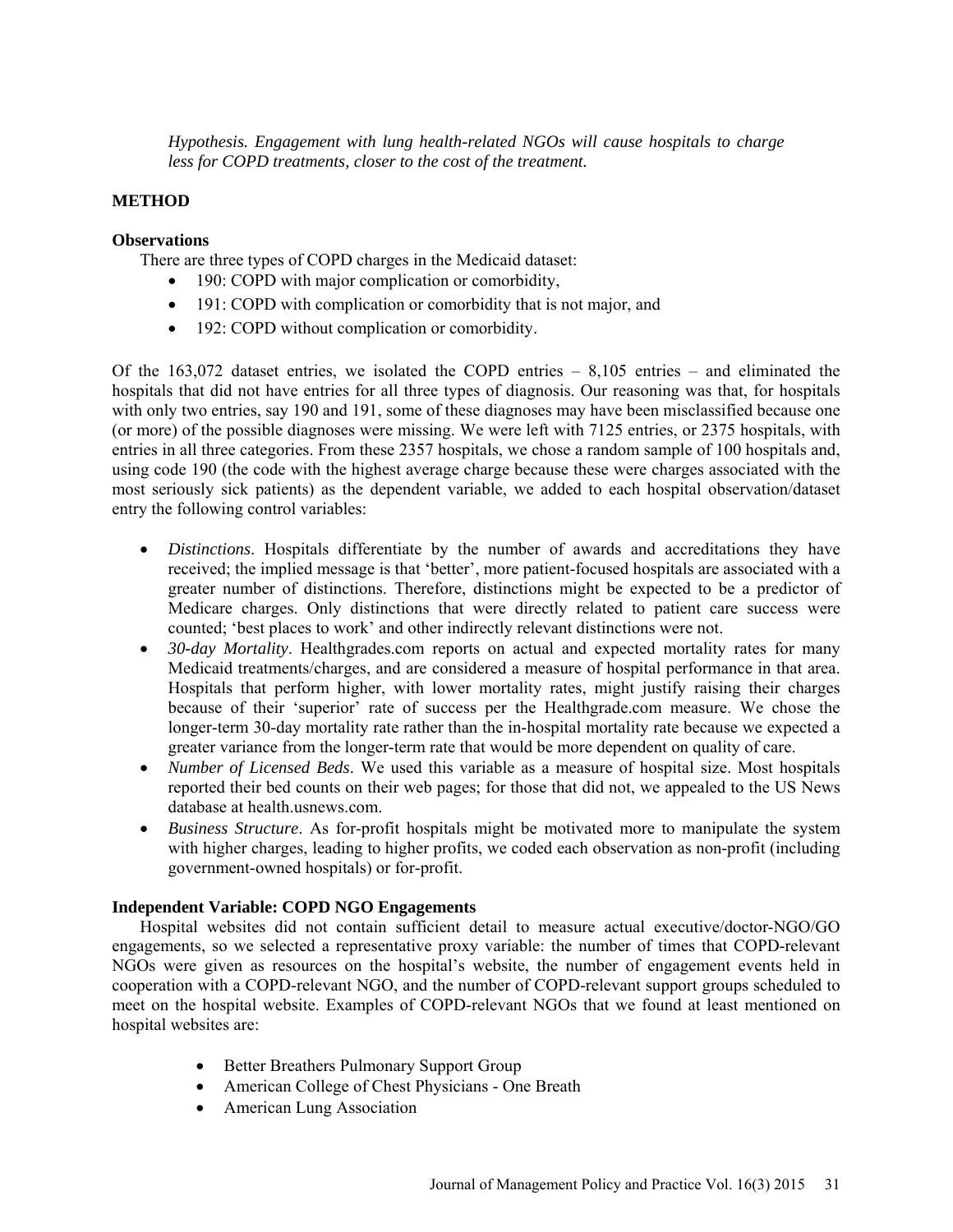*Hypothesis. Engagement with lung health-related NGOs will cause hospitals to charge less for COPD treatments, closer to the cost of the treatment.*

## METHOD

### Observations

There are three types of COPD charges in the Medicaid dataset:

- 190: COPD with major complication or comorbidity,
- 191: COPD with complication or comorbidity that is not major, and
- 192: COPD without complication or comorbidity.

Of the 163,072 dataset entries, we isolated the COPD entries – 8,105 entries – and eliminated the hospitals that did not have entries for all three types of diagnosis. Our reasoning was that, for hospitals with only two entries, say 190 and 191, some of these diagnoses may have been misclassified because one (or more) of the possible diagnoses were missing. We were left with 7125 entries, or 2375 hospitals, with entries in all three categories. From these 2357 hospitals, we chose a random sample of 100 hospitals and, using code 190 (the code with the highest average charge because these were charges associated with the most seriously sick patients) as the dependent variable, we added to each hospital observation/dataset entry the following control variables:

- *Distinctions*. Hospitals differentiate by the number of awards and accreditations they have received; the implied message is that 'better', more patient-focused hospitals are associated with a greater number of distinctions. Therefore, distinctions might be expected to be a predictor of Medicare charges. Only distinctions that were directly related to patient care success were counted; 'best places to work' and other indirectly relevant distinctions were not.
- *30-day Mortality*. Healthgrades.com reports on actual and expected mortality rates for many Medicaid treatments/charges, and are considered a measure of hospital performance in that area. Hospitals that perform higher, with lower mortality rates, might justify raising their charges because of their 'superior' rate of success per the Healthgrade.com measure. We chose the longer-term 30-day mortality rate rather than the in-hospital mortality rate because we expected a greater variance from the longer-term rate that would be more dependent on quality of care.
- *Number of Licensed Beds*. We used this variable as a measure of hospital size. Most hospitals reported their bed counts on their web pages; for those that did not, we appealed to the US News database at health.usnews.com.
- *Business Structure*. As for-profit hospitals might be motivated more to manipulate the system with higher charges, leading to higher profits, we coded each observation as non-profit (including government-owned hospitals) or for-profit.

### Independent Variable: COPD NGO Engagements

Hospital websites did not contain sufficient detail to measure actual executive/doctor-NGO/GO engagements, so we selected a representative proxy variable: the number of times that COPD-relevant NGOs were given as resources on the hospital's website, the number of engagement events held in cooperation with a COPD-relevant NGO, and the number of COPD-relevant support groups scheduled to meet on the hospital website. Examples of COPD-relevant NGOs that we found at least mentioned on hospital websites are:

- Better Breathers Pulmonary Support Group
- American College of Chest Physicians - One Breath
- American Lung Association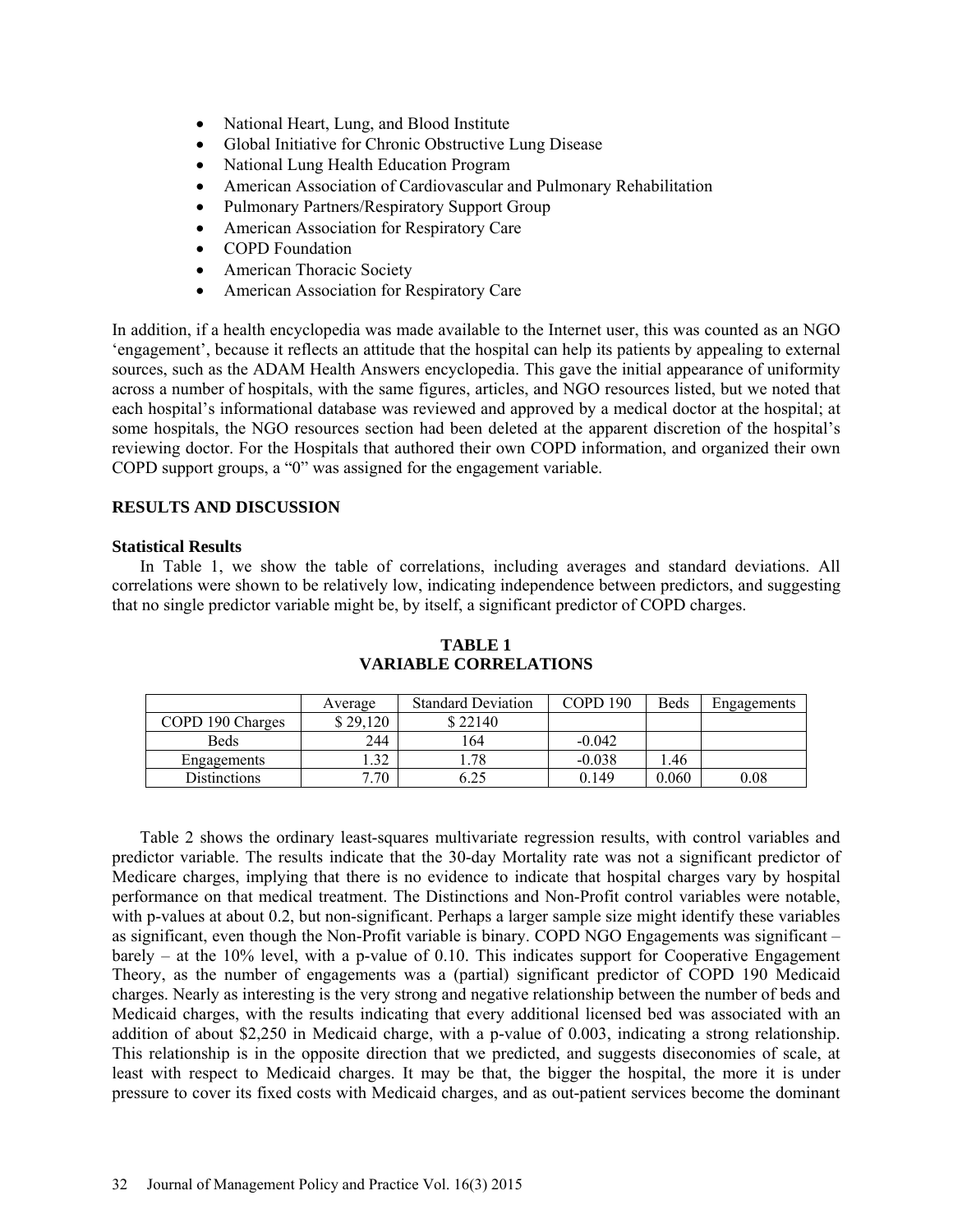- National Heart, Lung, and Blood Institute
- Global Initiative for Chronic Obstructive Lung Disease
- National Lung Health Education Program
- American Association of Cardiovascular and Pulmonary Rehabilitation
- Pulmonary Partners/Respiratory Support Group
- American Association for Respiratory Care
- COPD Foundation
- American Thoracic Society
- American Association for Respiratory Care

In addition, if a health encyclopedia was made available to the Internet user, this was counted as an NGO 'engagement', because it reflects an attitude that the hospital can help its patients by appealing to external sources, such as the ADAM Health Answers encyclopedia. This gave the initial appearance of uniformity across a number of hospitals, with the same figures, articles, and NGO resources listed, but we noted that each hospital's informational database was reviewed and approved by a medical doctor at the hospital; at some hospitals, the NGO resources section had been deleted at the apparent discretion of the hospital's reviewing doctor. For the Hospitals that authored their own COPD information, and organized their own COPD support groups, a "0" was assigned for the engagement variable.

## RESULTS AND DISCUSSION

### Statistical Results

In Table 1, we show the table of correlations, including averages and standard deviations. All correlations were shown to be relatively low, indicating independence between predictors, and suggesting that no single predictor variable might be, by itself, a significant predictor of COPD charges.

**TABLE 1**
**VARIABLE CORRELATIONS**

| | Average | Standard Deviation | COPD 190 | Beds | Engagements |
|---|---|---|---|---|---|
| COPD 190 Charges | $ 29,120 | $ 22140 | | | |
| Beds | 244 | 164 | -0.042 | | |
| Engagements | 1.32 | 1.78 | -0.038 | 1.46 | |
| Distinctions | 7.70 | 6.25 | 0.149 | 0.060 | 0.08 |

Table 2 shows the ordinary least-squares multivariate regression results, with control variables and predictor variable. The results indicate that the 30-day Mortality rate was not a significant predictor of Medicare charges, implying that there is no evidence to indicate that hospital charges vary by hospital performance on that medical treatment. The Distinctions and Non-Profit control variables were notable, with p-values at about 0.2, but non-significant. Perhaps a larger sample size might identify these variables as significant, even though the Non-Profit variable is binary. COPD NGO Engagements was significant – barely – at the 10% level, with a p-value of 0.10. This indicates support for Cooperative Engagement Theory, as the number of engagements was a (partial) significant predictor of COPD 190 Medicaid charges. Nearly as interesting is the very strong and negative relationship between the number of beds and Medicaid charges, with the results indicating that every additional licensed bed was associated with an addition of about $2,250 in Medicaid charge, with a p-value of 0.003, indicating a strong relationship. This relationship is in the opposite direction that we predicted, and suggests diseconomies of scale, at least with respect to Medicaid charges. It may be that, the bigger the hospital, the more it is under pressure to cover its fixed costs with Medicaid charges, and as out-patient services become the dominant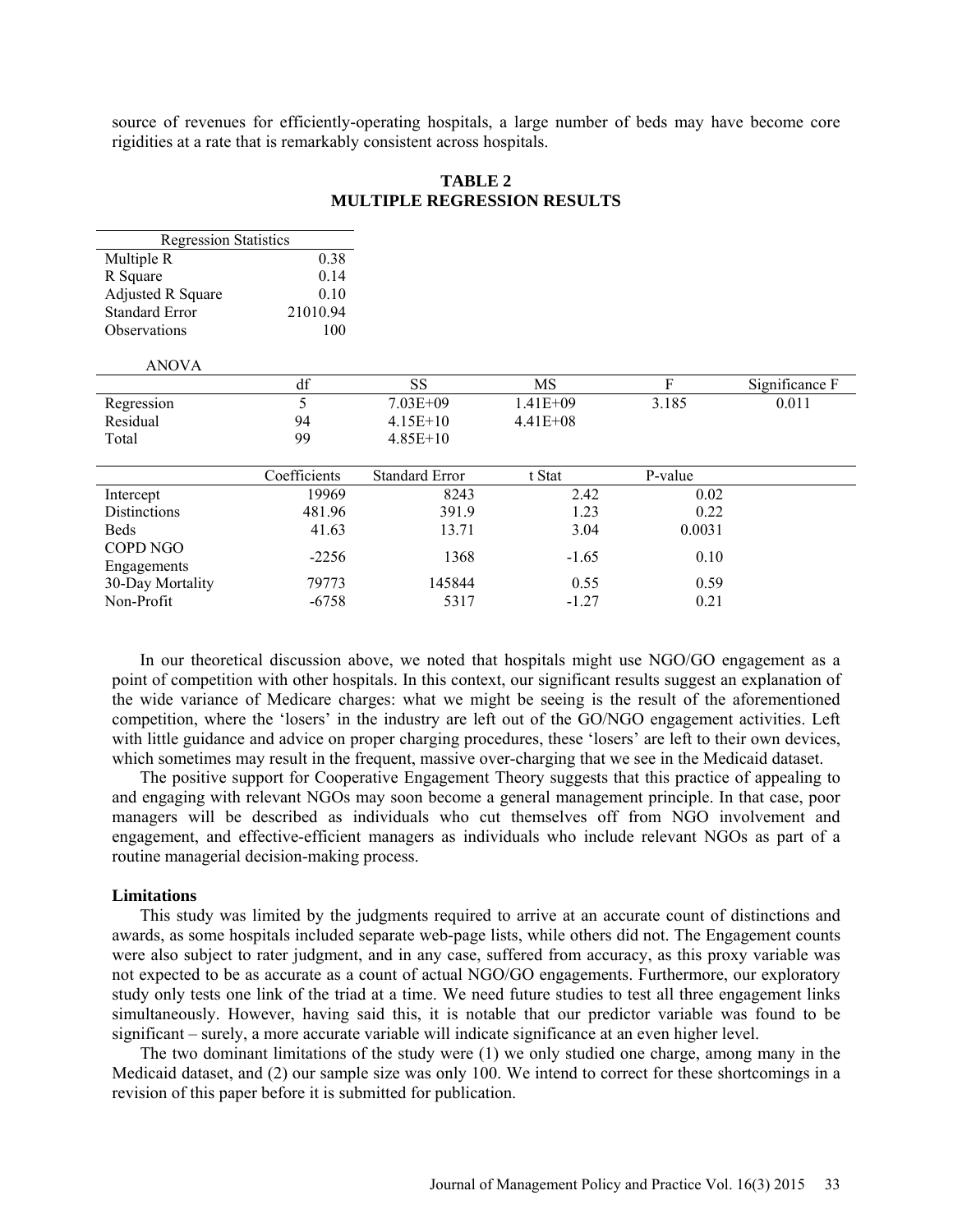source of revenues for efficiently-operating hospitals, a large number of beds may have become core rigidities at a rate that is remarkably consistent across hospitals.

**TABLE 2**
**MULTIPLE REGRESSION RESULTS**

| Regression Statistics | |
|---|---|
| Multiple R | 0.38 |
| R Square | 0.14 |
| Adjusted R Square | 0.10 |
| Standard Error | 21010.94 |
| Observations | 100 |

ANOVA

| | df | SS | MS | F | Significance F |
|---|---|---|---|---|---|
| Regression | 5 | 7.03E+09 | 1.41E+09 | 3.185 | 0.011 |
| Residual | 94 | 4.15E+10 | 4.41E+08 | | |
| Total | 99 | 4.85E+10 | | | |

| | Coefficients | Standard Error | t Stat | P-value |
|---|---|---|---|---|
| Intercept | 19969 | 8243 | 2.42 | 0.02 |
| Distinctions | 481.96 | 391.9 | 1.23 | 0.22 |
| Beds | 41.63 | 13.71 | 3.04 | 0.0031 |
| COPD NGO Engagements | -2256 | 1368 | -1.65 | 0.10 |
| 30-Day Mortality | 79773 | 145844 | 0.55 | 0.59 |
| Non-Profit | -6758 | 5317 | -1.27 | 0.21 |

In our theoretical discussion above, we noted that hospitals might use NGO/GO engagement as a point of competition with other hospitals. In this context, our significant results suggest an explanation of the wide variance of Medicare charges: what we might be seeing is the result of the aforementioned competition, where the 'losers' in the industry are left out of the GO/NGO engagement activities. Left with little guidance and advice on proper charging procedures, these 'losers' are left to their own devices, which sometimes may result in the frequent, massive over-charging that we see in the Medicaid dataset.

The positive support for Cooperative Engagement Theory suggests that this practice of appealing to and engaging with relevant NGOs may soon become a general management principle. In that case, poor managers will be described as individuals who cut themselves off from NGO involvement and engagement, and effective-efficient managers as individuals who include relevant NGOs as part of a routine managerial decision-making process.

### Limitations

This study was limited by the judgments required to arrive at an accurate count of distinctions and awards, as some hospitals included separate web-page lists, while others did not. The Engagement counts were also subject to rater judgment, and in any case, suffered from accuracy, as this proxy variable was not expected to be as accurate as a count of actual NGO/GO engagements. Furthermore, our exploratory study only tests one link of the triad at a time. We need future studies to test all three engagement links simultaneously. However, having said this, it is notable that our predictor variable was found to be significant – surely, a more accurate variable will indicate significance at an even higher level.

The two dominant limitations of the study were (1) we only studied one charge, among many in the Medicaid dataset, and (2) our sample size was only 100. We intend to correct for these shortcomings in a revision of this paper before it is submitted for publication.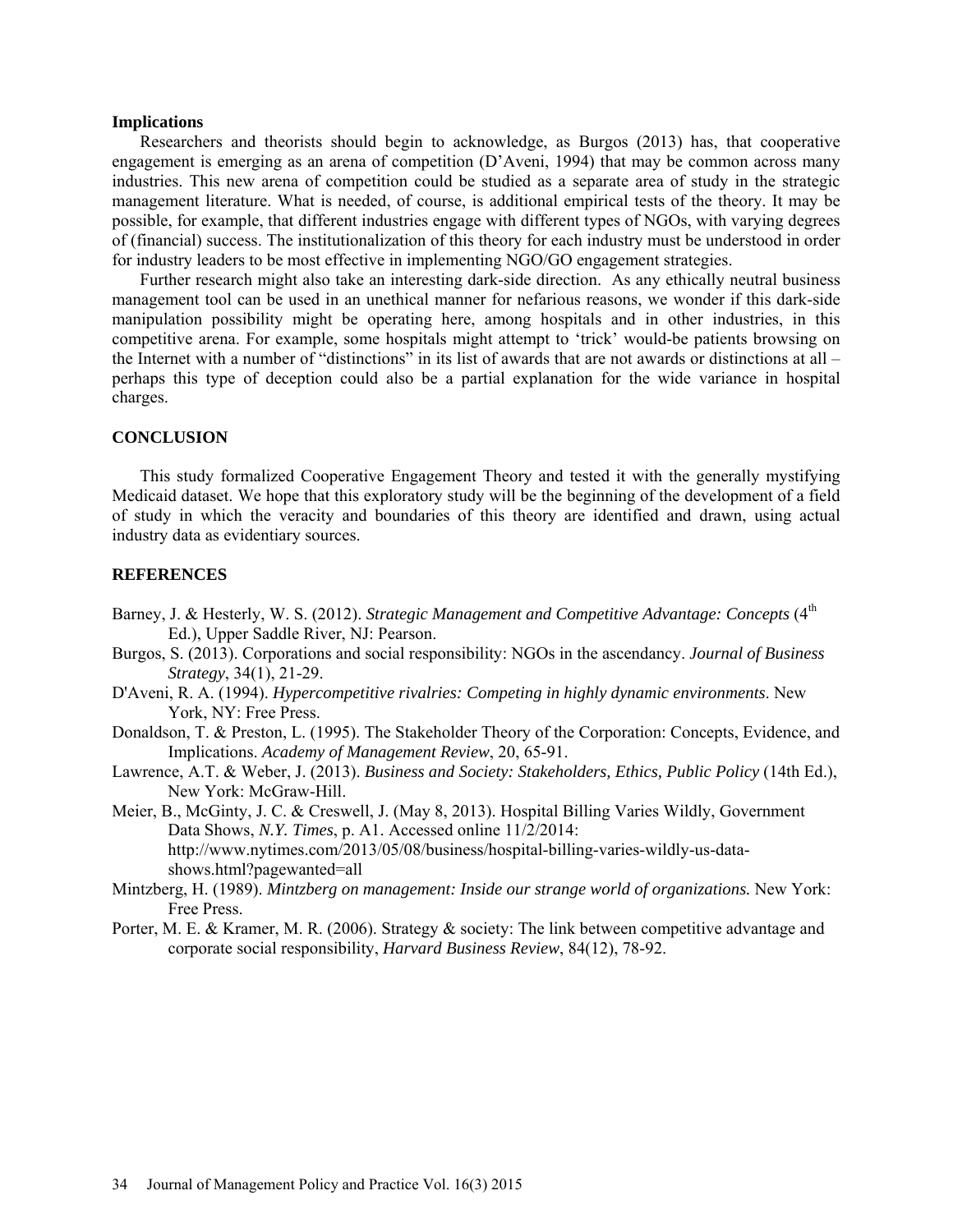### Implications

Researchers and theorists should begin to acknowledge, as Burgos (2013) has, that cooperative engagement is emerging as an arena of competition (D'Aveni, 1994) that may be common across many industries. This new arena of competition could be studied as a separate area of study in the strategic management literature. What is needed, of course, is additional empirical tests of the theory. It may be possible, for example, that different industries engage with different types of NGOs, with varying degrees of (financial) success. The institutionalization of this theory for each industry must be understood in order for industry leaders to be most effective in implementing NGO/GO engagement strategies.

Further research might also take an interesting dark-side direction. As any ethically neutral business management tool can be used in an unethical manner for nefarious reasons, we wonder if this dark-side manipulation possibility might be operating here, among hospitals and in other industries, in this competitive arena. For example, some hospitals might attempt to 'trick' would-be patients browsing on the Internet with a number of "distinctions" in its list of awards that are not awards or distinctions at all – perhaps this type of deception could also be a partial explanation for the wide variance in hospital charges.

## CONCLUSION

This study formalized Cooperative Engagement Theory and tested it with the generally mystifying Medicaid dataset. We hope that this exploratory study will be the beginning of the development of a field of study in which the veracity and boundaries of this theory are identified and drawn, using actual industry data as evidentiary sources.

## REFERENCES

Barney, J. & Hesterly, W. S. (2012). *Strategic Management and Competitive Advantage: Concepts* (4th Ed.), Upper Saddle River, NJ: Pearson.

Burgos, S. (2013). Corporations and social responsibility: NGOs in the ascendancy. *Journal of Business Strategy*, 34(1), 21-29.

D'Aveni, R. A. (1994). *Hypercompetitive rivalries: Competing in highly dynamic environments*. New York, NY: Free Press.

Donaldson, T. & Preston, L. (1995). The Stakeholder Theory of the Corporation: Concepts, Evidence, and Implications. *Academy of Management Review*, 20, 65-91.

Lawrence, A.T. & Weber, J. (2013). *Business and Society: Stakeholders, Ethics, Public Policy* (14th Ed.), New York: McGraw-Hill.

Meier, B., McGinty, J. C. & Creswell, J. (May 8, 2013). Hospital Billing Varies Wildly, Government Data Shows, *N.Y. Times*, p. A1. Accessed online 11/2/2014: http://www.nytimes.com/2013/05/08/business/hospital-billing-varies-wildly-us-data-shows.html?pagewanted=all

Mintzberg, H. (1989). *Mintzberg on management: Inside our strange world of organizations.* New York: Free Press.

Porter, M. E. & Kramer, M. R. (2006). Strategy & society: The link between competitive advantage and corporate social responsibility, *Harvard Business Review*, 84(12), 78-92.